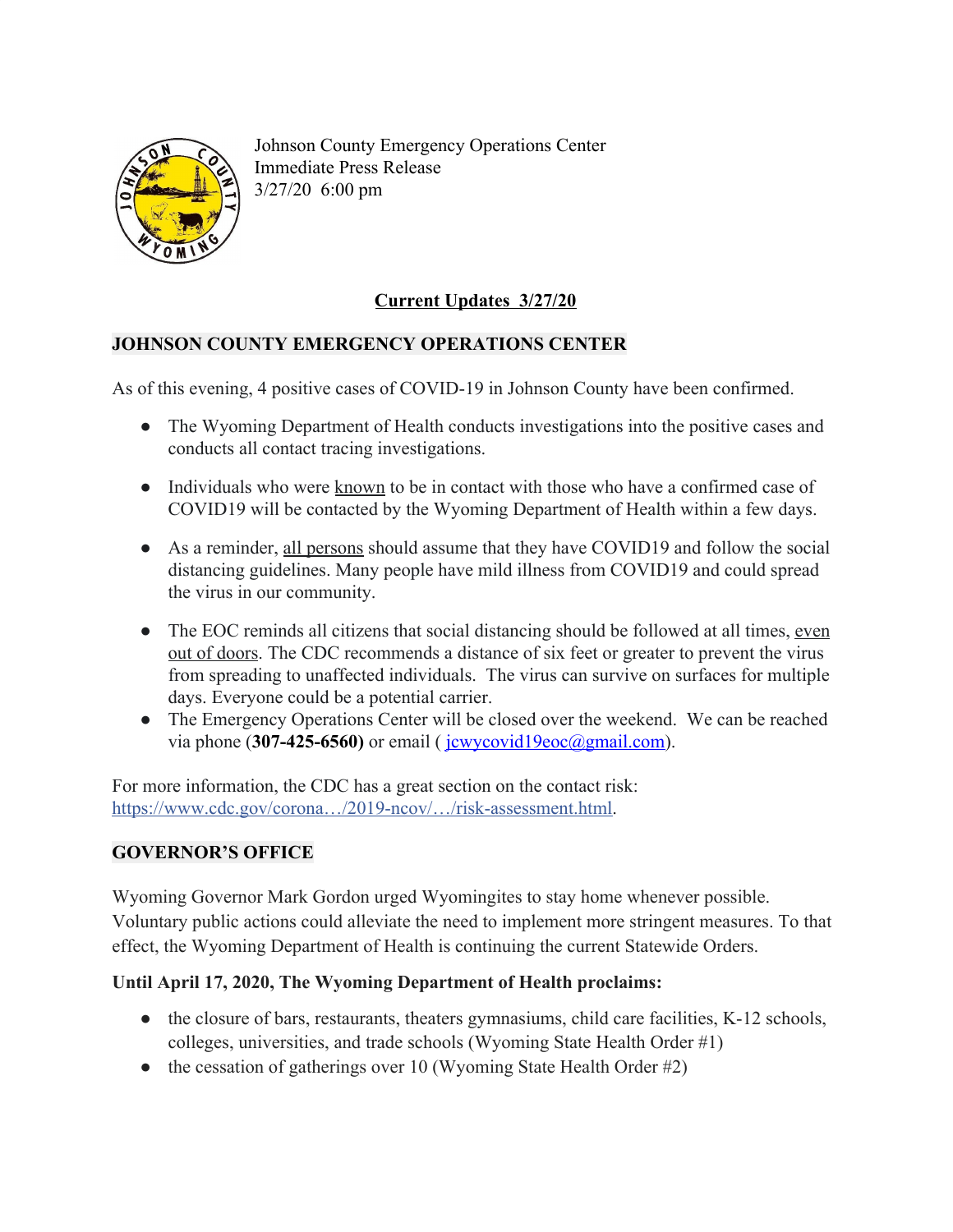Johnson County Emergency Operations Center
Immediate Press Release
3/27/20 6:00 pm

## Current Updates 3/27/20

### JOHNSON COUNTY EMERGENCY OPERATIONS CENTER

As of this evening, 4 positive cases of COVID-19 in Johnson County have been confirmed.

- The Wyoming Department of Health conducts investigations into the positive cases and conducts all contact tracing investigations.
- Individuals who were known to be in contact with those who have a confirmed case of COVID19 will be contacted by the Wyoming Department of Health within a few days.
- As a reminder, all persons should assume that they have COVID19 and follow the social distancing guidelines. Many people have mild illness from COVID19 and could spread the virus in our community.
- The EOC reminds all citizens that social distancing should be followed at all times, even out of doors. The CDC recommends a distance of six feet or greater to prevent the virus from spreading to unaffected individuals. The virus can survive on surfaces for multiple days. Everyone could be a potential carrier.
- The Emergency Operations Center will be closed over the weekend. We can be reached via phone (**307-425-6560)** or email ( jcwycovid19eoc@gmail.com).

For more information, the CDC has a great section on the contact risk: https://www.cdc.gov/corona…/2019-ncov/…/risk-assessment.html.

### GOVERNOR'S OFFICE

Wyoming Governor Mark Gordon urged Wyomingites to stay home whenever possible. Voluntary public actions could alleviate the need to implement more stringent measures. To that effect, the Wyoming Department of Health is continuing the current Statewide Orders.

**Until April 17, 2020, The Wyoming Department of Health proclaims:**

- the closure of bars, restaurants, theaters gymnasiums, child care facilities, K-12 schools, colleges, universities, and trade schools (Wyoming State Health Order #1)
- the cessation of gatherings over 10 (Wyoming State Health Order #2)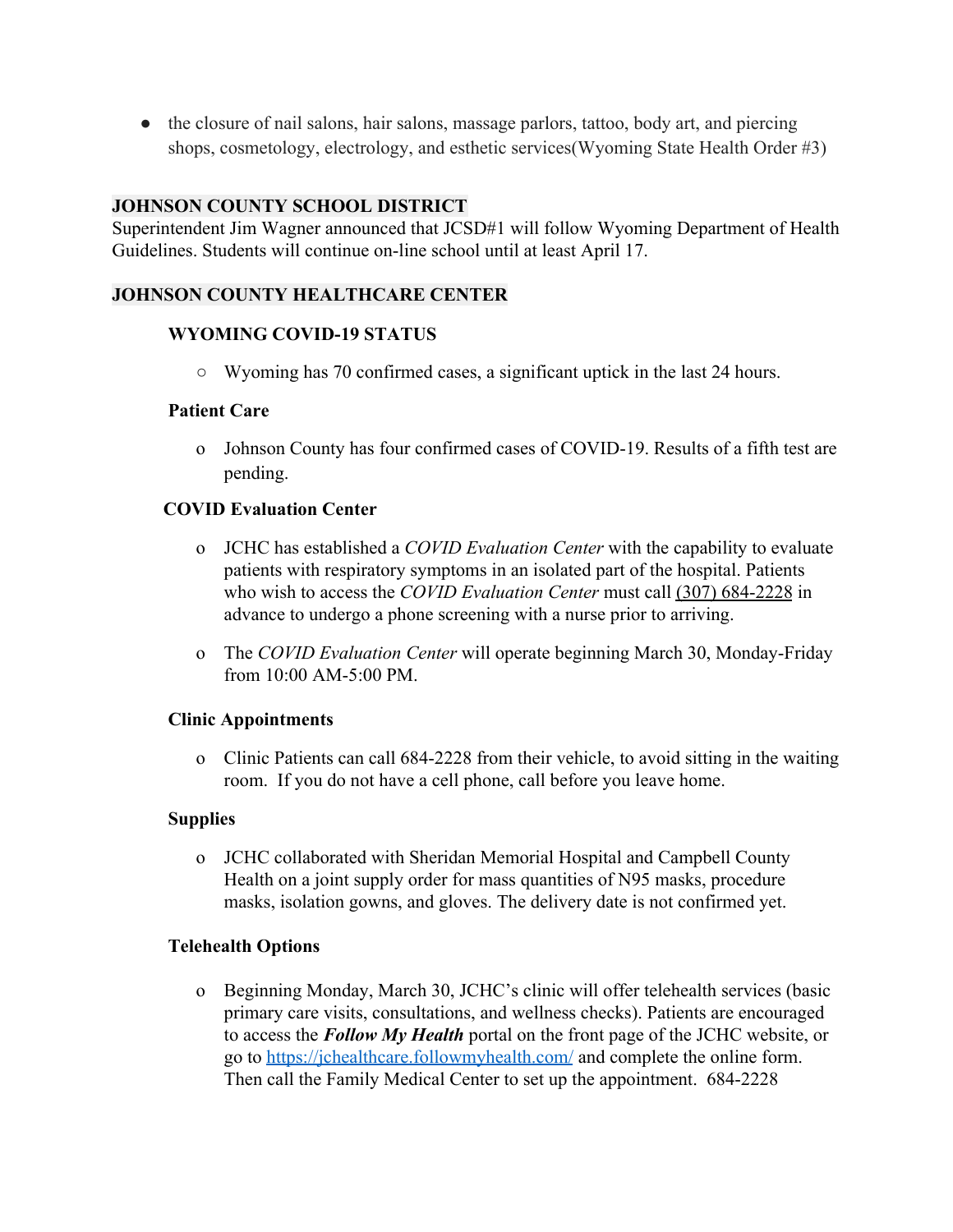- the closure of nail salons, hair salons, massage parlors, tattoo, body art, and piercing shops, cosmetology, electrology, and esthetic services(Wyoming State Health Order #3)

## JOHNSON COUNTY SCHOOL DISTRICT

Superintendent Jim Wagner announced that JCSD#1 will follow Wyoming Department of Health Guidelines. Students will continue on-line school until at least April 17.

## JOHNSON COUNTY HEALTHCARE CENTER

### WYOMING COVID-19 STATUS

- Wyoming has 70 confirmed cases, a significant uptick in the last 24 hours.

### Patient Care

- Johnson County has four confirmed cases of COVID-19. Results of a fifth test are pending.

### COVID Evaluation Center

- JCHC has established a *COVID Evaluation Center* with the capability to evaluate patients with respiratory symptoms in an isolated part of the hospital. Patients who wish to access the *COVID Evaluation Center* must call (307) 684-2228 in advance to undergo a phone screening with a nurse prior to arriving.
- The *COVID Evaluation Center* will operate beginning March 30, Monday-Friday from 10:00 AM-5:00 PM.

### Clinic Appointments

- Clinic Patients can call 684-2228 from their vehicle, to avoid sitting in the waiting room. If you do not have a cell phone, call before you leave home.

### Supplies

- JCHC collaborated with Sheridan Memorial Hospital and Campbell County Health on a joint supply order for mass quantities of N95 masks, procedure masks, isolation gowns, and gloves. The delivery date is not confirmed yet.

### Telehealth Options

- Beginning Monday, March 30, JCHC's clinic will offer telehealth services (basic primary care visits, consultations, and wellness checks). Patients are encouraged to access the ***Follow My Health*** portal on the front page of the JCHC website, or go to [https://jchealthcare.followmyhealth.com/](https://jchealthcare.followmyhealth.com/) and complete the online form. Then call the Family Medical Center to set up the appointment. 684-2228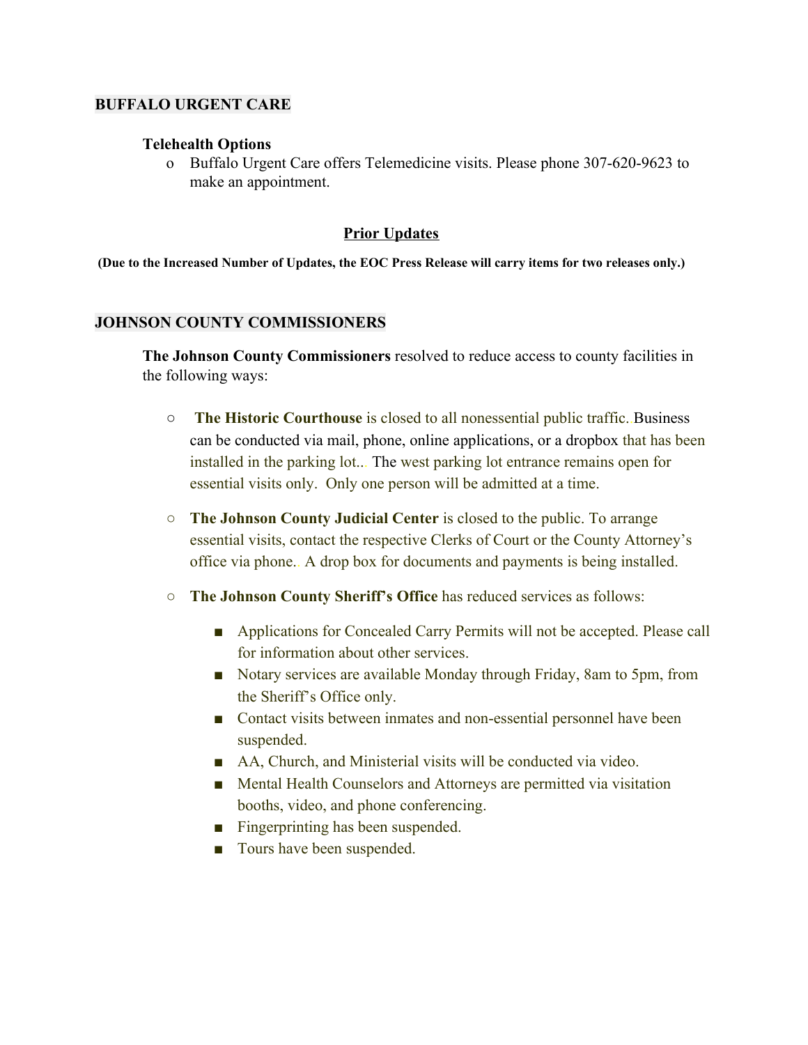## BUFFALO URGENT CARE

**Telehealth Options**

- Buffalo Urgent Care offers Telemedicine visits. Please phone 307-620-9623 to make an appointment.

## Prior Updates

**(Due to the Increased Number of Updates, the EOC Press Release will carry items for two releases only.)**

## JOHNSON COUNTY COMMISSIONERS

**The Johnson County Commissioners** resolved to reduce access to county facilities in the following ways:

- **The Historic Courthouse** is closed to all nonessential public traffic. Business can be conducted via mail, phone, online applications, or a dropbox that has been installed in the parking lot.. The west parking lot entrance remains open for essential visits only. Only one person will be admitted at a time.
- **The Johnson County Judicial Center** is closed to the public. To arrange essential visits, contact the respective Clerks of Court or the County Attorney's office via phone. A drop box for documents and payments is being installed.
- **The Johnson County Sheriff's Office** has reduced services as follows:
  - Applications for Concealed Carry Permits will not be accepted. Please call for information about other services.
  - Notary services are available Monday through Friday, 8am to 5pm, from the Sheriff's Office only.
  - Contact visits between inmates and non-essential personnel have been suspended.
  - AA, Church, and Ministerial visits will be conducted via video.
  - Mental Health Counselors and Attorneys are permitted via visitation booths, video, and phone conferencing.
  - Fingerprinting has been suspended.
  - Tours have been suspended.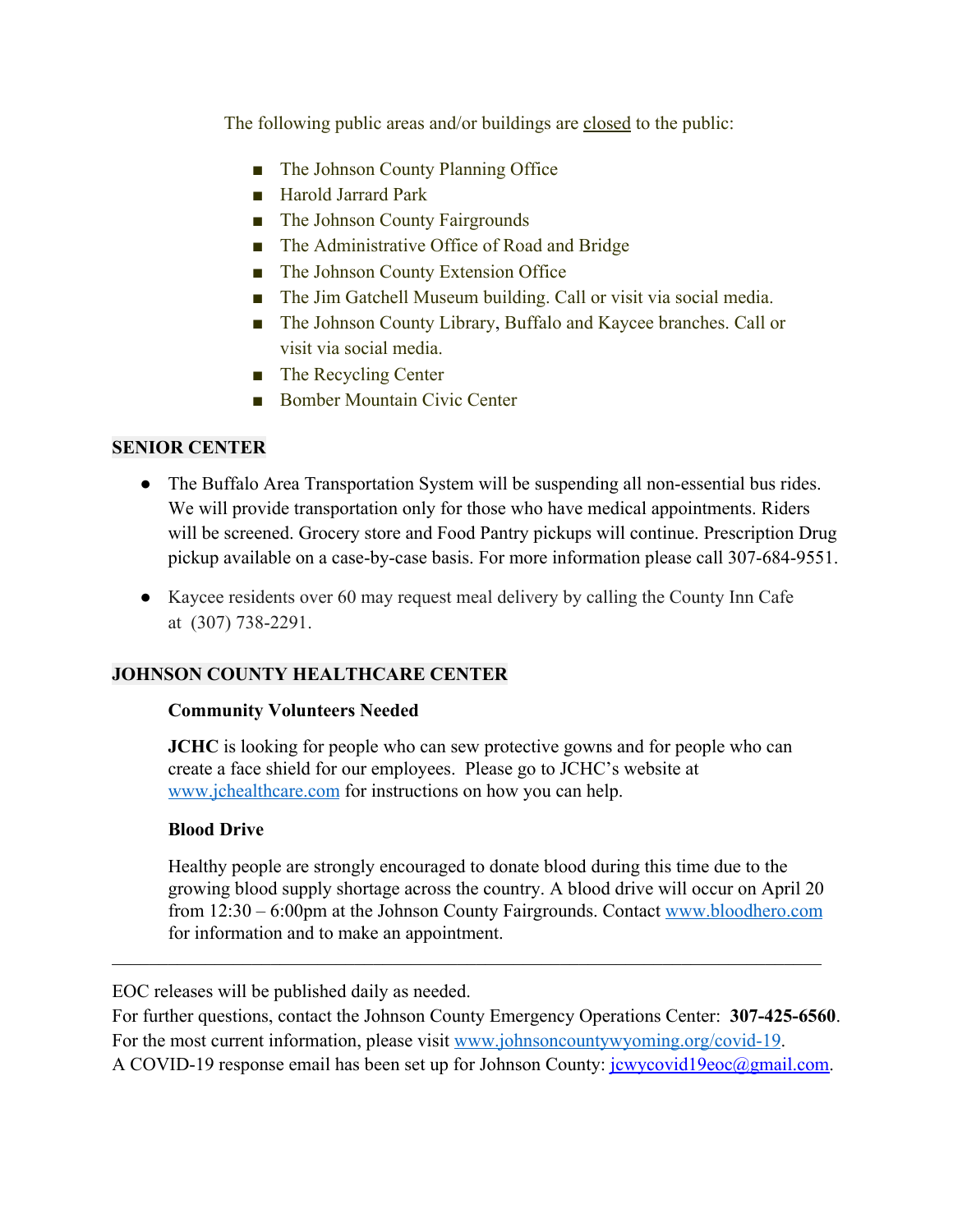The following public areas and/or buildings are closed to the public:

- The Johnson County Planning Office
- Harold Jarrard Park
- The Johnson County Fairgrounds
- The Administrative Office of Road and Bridge
- The Johnson County Extension Office
- The Jim Gatchell Museum building. Call or visit via social media.
- The Johnson County Library, Buffalo and Kaycee branches. Call or visit via social media.
- The Recycling Center
- Bomber Mountain Civic Center

## SENIOR CENTER

- The Buffalo Area Transportation System will be suspending all non-essential bus rides. We will provide transportation only for those who have medical appointments. Riders will be screened. Grocery store and Food Pantry pickups will continue. Prescription Drug pickup available on a case-by-case basis. For more information please call 307-684-9551.
- Kaycee residents over 60 may request meal delivery by calling the County Inn Cafe at (307) 738-2291.

## JOHNSON COUNTY HEALTHCARE CENTER

**Community Volunteers Needed**

**JCHC** is looking for people who can sew protective gowns and for people who can create a face shield for our employees. Please go to JCHC's website at www.jchealthcare.com for instructions on how you can help.

**Blood Drive**

Healthy people are strongly encouraged to donate blood during this time due to the growing blood supply shortage across the country. A blood drive will occur on April 20 from 12:30 – 6:00pm at the Johnson County Fairgrounds. Contact www.bloodhero.com for information and to make an appointment.

---

EOC releases will be published daily as needed.
For further questions, contact the Johnson County Emergency Operations Center: **307-425-6560**.
For the most current information, please visit www.johnsoncountywyoming.org/covid-19.
A COVID-19 response email has been set up for Johnson County: jcwycovid19eoc@gmail.com.